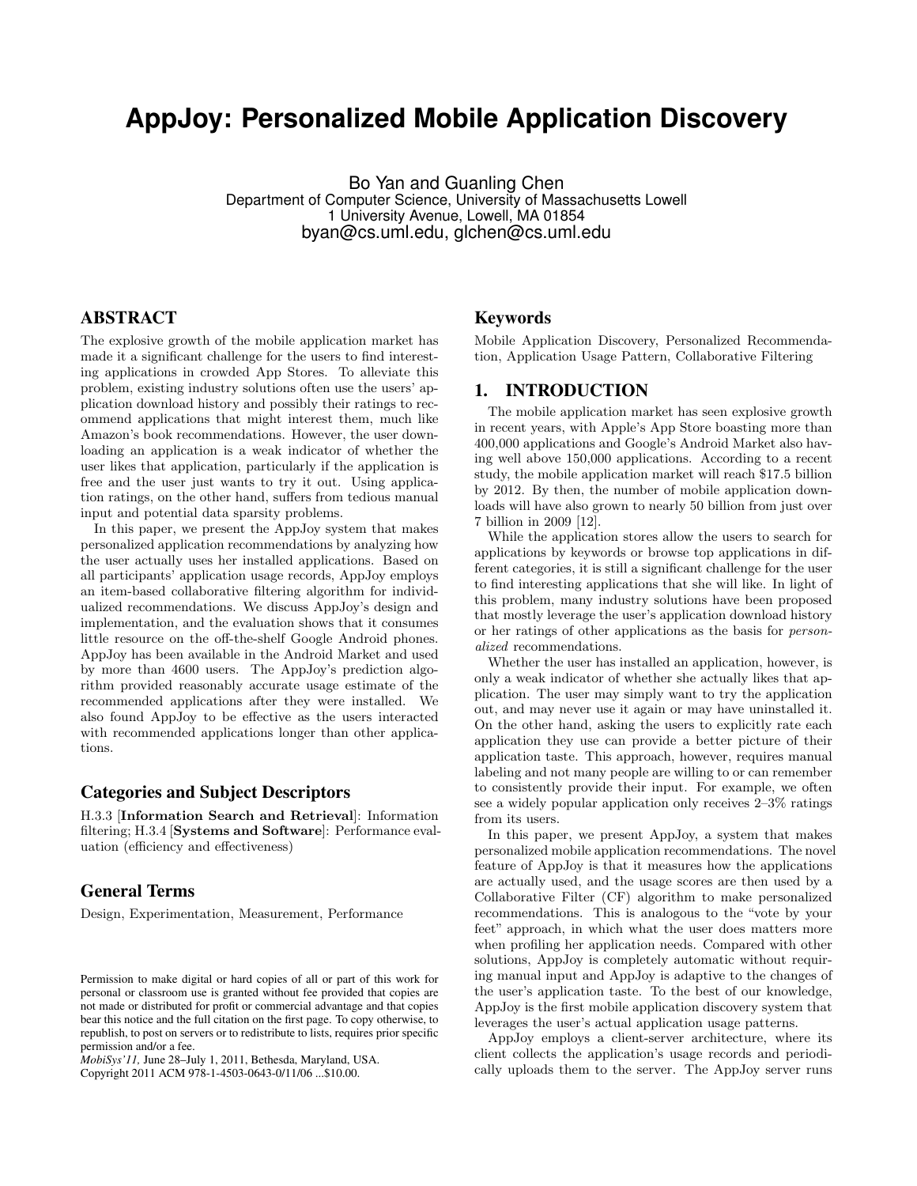# AppJoy: Personalized Mobile Application Discovery

Bo Yan and Guanling Chen
Department of Computer Science, University of Massachusetts Lowell
1 University Avenue, Lowell, MA 01854
byan@cs.uml.edu, glchen@cs.uml.edu

## ABSTRACT

The explosive growth of the mobile application market has made it a significant challenge for the users to find interesting applications in crowded App Stores. To alleviate this problem, existing industry solutions often use the users' application download history and possibly their ratings to recommend applications that might interest them, much like Amazon's book recommendations. However, the user downloading an application is a weak indicator of whether the user likes that application, particularly if the application is free and the user just wants to try it out. Using application ratings, on the other hand, suffers from tedious manual input and potential data sparsity problems.

In this paper, we present the AppJoy system that makes personalized application recommendations by analyzing how the user actually uses her installed applications. Based on all participants' application usage records, AppJoy employs an item-based collaborative filtering algorithm for individualized recommendations. We discuss AppJoy's design and implementation, and the evaluation shows that it consumes little resource on the off-the-shelf Google Android phones. AppJoy has been available in the Android Market and used by more than 4600 users. The AppJoy's prediction algorithm provided reasonably accurate usage estimate of the recommended applications after they were installed. We also found AppJoy to be effective as the users interacted with recommended applications longer than other applications.

### Categories and Subject Descriptors

H.3.3 [**Information Search and Retrieval**]: Information filtering; H.3.4 [**Systems and Software**]: Performance evaluation (efficiency and effectiveness)

### General Terms

Design, Experimentation, Measurement, Performance

Permission to make digital or hard copies of all or part of this work for personal or classroom use is granted without fee provided that copies are not made or distributed for profit or commercial advantage and that copies bear this notice and the full citation on the first page. To copy otherwise, to republish, to post on servers or to redistribute to lists, requires prior specific permission and/or a fee.
*MobiSys'11,* June 28–July 1, 2011, Bethesda, Maryland, USA.
Copyright 2011 ACM 978-1-4503-0643-0/11/06 ...$10.00.

### Keywords

Mobile Application Discovery, Personalized Recommendation, Application Usage Pattern, Collaborative Filtering

## 1. INTRODUCTION

The mobile application market has seen explosive growth in recent years, with Apple's App Store boasting more than 400,000 applications and Google's Android Market also having well above 150,000 applications. According to a recent study, the mobile application market will reach $17.5 billion by 2012. By then, the number of mobile application downloads will have also grown to nearly 50 billion from just over 7 billion in 2009 [12].

While the application stores allow the users to search for applications by keywords or browse top applications in different categories, it is still a significant challenge for the user to find interesting applications that she will like. In light of this problem, many industry solutions have been proposed that mostly leverage the user's application download history or her ratings of other applications as the basis for *personalized* recommendations.

Whether the user has installed an application, however, is only a weak indicator of whether she actually likes that application. The user may simply want to try the application out, and may never use it again or may have uninstalled it. On the other hand, asking the users to explicitly rate each application they use can provide a better picture of their application taste. This approach, however, requires manual labeling and not many people are willing to or can remember to consistently provide their input. For example, we often see a widely popular application only receives 2–3% ratings from its users.

In this paper, we present AppJoy, a system that makes personalized mobile application recommendations. The novel feature of AppJoy is that it measures how the applications are actually used, and the usage scores are then used by a Collaborative Filter (CF) algorithm to make personalized recommendations. This is analogous to the "vote by your feet" approach, in which what the user does matters more when profiling her application needs. Compared with other solutions, AppJoy is completely automatic without requiring manual input and AppJoy is adaptive to the changes of the user's application taste. To the best of our knowledge, AppJoy is the first mobile application discovery system that leverages the user's actual application usage patterns.

AppJoy employs a client-server architecture, where its client collects the application's usage records and periodically uploads them to the server. The AppJoy server runs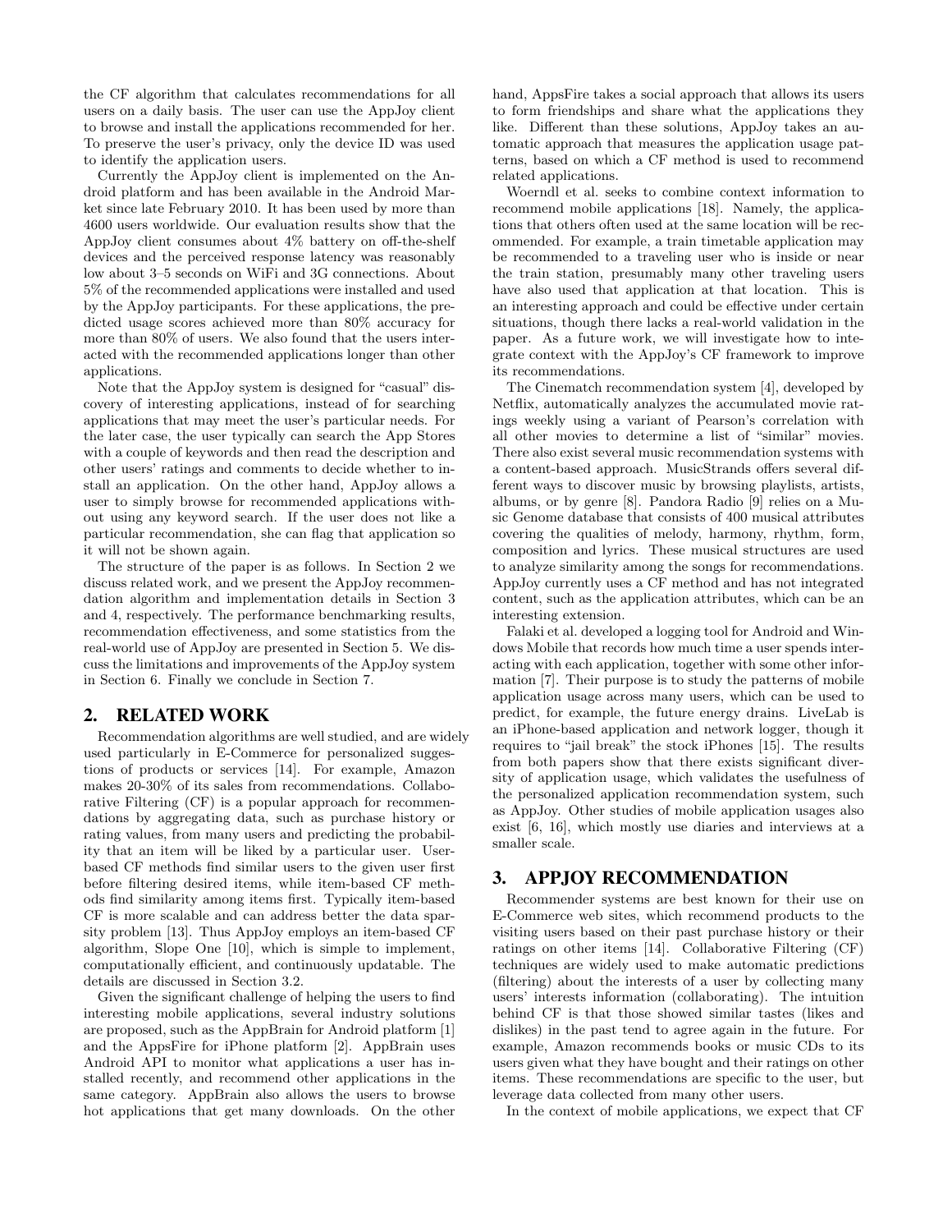the CF algorithm that calculates recommendations for all users on a daily basis. The user can use the AppJoy client to browse and install the applications recommended for her. To preserve the user's privacy, only the device ID was used to identify the application users.

Currently the AppJoy client is implemented on the Android platform and has been available in the Android Market since late February 2010. It has been used by more than 4600 users worldwide. Our evaluation results show that the AppJoy client consumes about 4% battery on off-the-shelf devices and the perceived response latency was reasonably low about 3–5 seconds on WiFi and 3G connections. About 5% of the recommended applications were installed and used by the AppJoy participants. For these applications, the predicted usage scores achieved more than 80% accuracy for more than 80% of users. We also found that the users interacted with the recommended applications longer than other applications.

Note that the AppJoy system is designed for "casual" discovery of interesting applications, instead of for searching applications that may meet the user's particular needs. For the later case, the user typically can search the App Stores with a couple of keywords and then read the description and other users' ratings and comments to decide whether to install an application. On the other hand, AppJoy allows a user to simply browse for recommended applications without using any keyword search. If the user does not like a particular recommendation, she can flag that application so it will not be shown again.

The structure of the paper is as follows. In Section 2 we discuss related work, and we present the AppJoy recommendation algorithm and implementation details in Section 3 and 4, respectively. The performance benchmarking results, recommendation effectiveness, and some statistics from the real-world use of AppJoy are presented in Section 5. We discuss the limitations and improvements of the AppJoy system in Section 6. Finally we conclude in Section 7.

## 2. RELATED WORK

Recommendation algorithms are well studied, and are widely used particularly in E-Commerce for personalized suggestions of products or services [14]. For example, Amazon makes 20-30% of its sales from recommendations. Collaborative Filtering (CF) is a popular approach for recommendations by aggregating data, such as purchase history or rating values, from many users and predicting the probability that an item will be liked by a particular user. User-based CF methods find similar users to the given user first before filtering desired items, while item-based CF methods find similarity among items first. Typically item-based CF is more scalable and can address better the data sparsity problem [13]. Thus AppJoy employs an item-based CF algorithm, Slope One [10], which is simple to implement, computationally efficient, and continuously updatable. The details are discussed in Section 3.2.

Given the significant challenge of helping the users to find interesting mobile applications, several industry solutions are proposed, such as the AppBrain for Android platform [1] and the AppsFire for iPhone platform [2]. AppBrain uses Android API to monitor what applications a user has installed recently, and recommend other applications in the same category. AppBrain also allows the users to browse hot applications that get many downloads. On the other hand, AppsFire takes a social approach that allows its users to form friendships and share what the applications they like. Different than these solutions, AppJoy takes an automatic approach that measures the application usage patterns, based on which a CF method is used to recommend related applications.

Woerndl et al. seeks to combine context information to recommend mobile applications [18]. Namely, the applications that others often used at the same location will be recommended. For example, a train timetable application may be recommended to a traveling user who is inside or near the train station, presumably many other traveling users have also used that application at that location. This is an interesting approach and could be effective under certain situations, though there lacks a real-world validation in the paper. As a future work, we will investigate how to integrate context with the AppJoy's CF framework to improve its recommendations.

The Cinematch recommendation system [4], developed by Netflix, automatically analyzes the accumulated movie ratings weekly using a variant of Pearson's correlation with all other movies to determine a list of "similar" movies. There also exist several music recommendation systems with a content-based approach. MusicStrands offers several different ways to discover music by browsing playlists, artists, albums, or by genre [8]. Pandora Radio [9] relies on a Music Genome database that consists of 400 musical attributes covering the qualities of melody, harmony, rhythm, form, composition and lyrics. These musical structures are used to analyze similarity among the songs for recommendations. AppJoy currently uses a CF method and has not integrated content, such as the application attributes, which can be an interesting extension.

Falaki et al. developed a logging tool for Android and Windows Mobile that records how much time a user spends interacting with each application, together with some other information [7]. Their purpose is to study the patterns of mobile application usage across many users, which can be used to predict, for example, the future energy drains. LiveLab is an iPhone-based application and network logger, though it requires to "jail break" the stock iPhones [15]. The results from both papers show that there exists significant diversity of application usage, which validates the usefulness of the personalized application recommendation system, such as AppJoy. Other studies of mobile application usages also exist [6, 16], which mostly use diaries and interviews at a smaller scale.

## 3. APPJOY RECOMMENDATION

Recommender systems are best known for their use on E-Commerce web sites, which recommend products to the visiting users based on their past purchase history or their ratings on other items [14]. Collaborative Filtering (CF) techniques are widely used to make automatic predictions (filtering) about the interests of a user by collecting many users' interests information (collaborating). The intuition behind CF is that those showed similar tastes (likes and dislikes) in the past tend to agree again in the future. For example, Amazon recommends books or music CDs to its users given what they have bought and their ratings on other items. These recommendations are specific to the user, but leverage data collected from many other users.

In the context of mobile applications, we expect that CF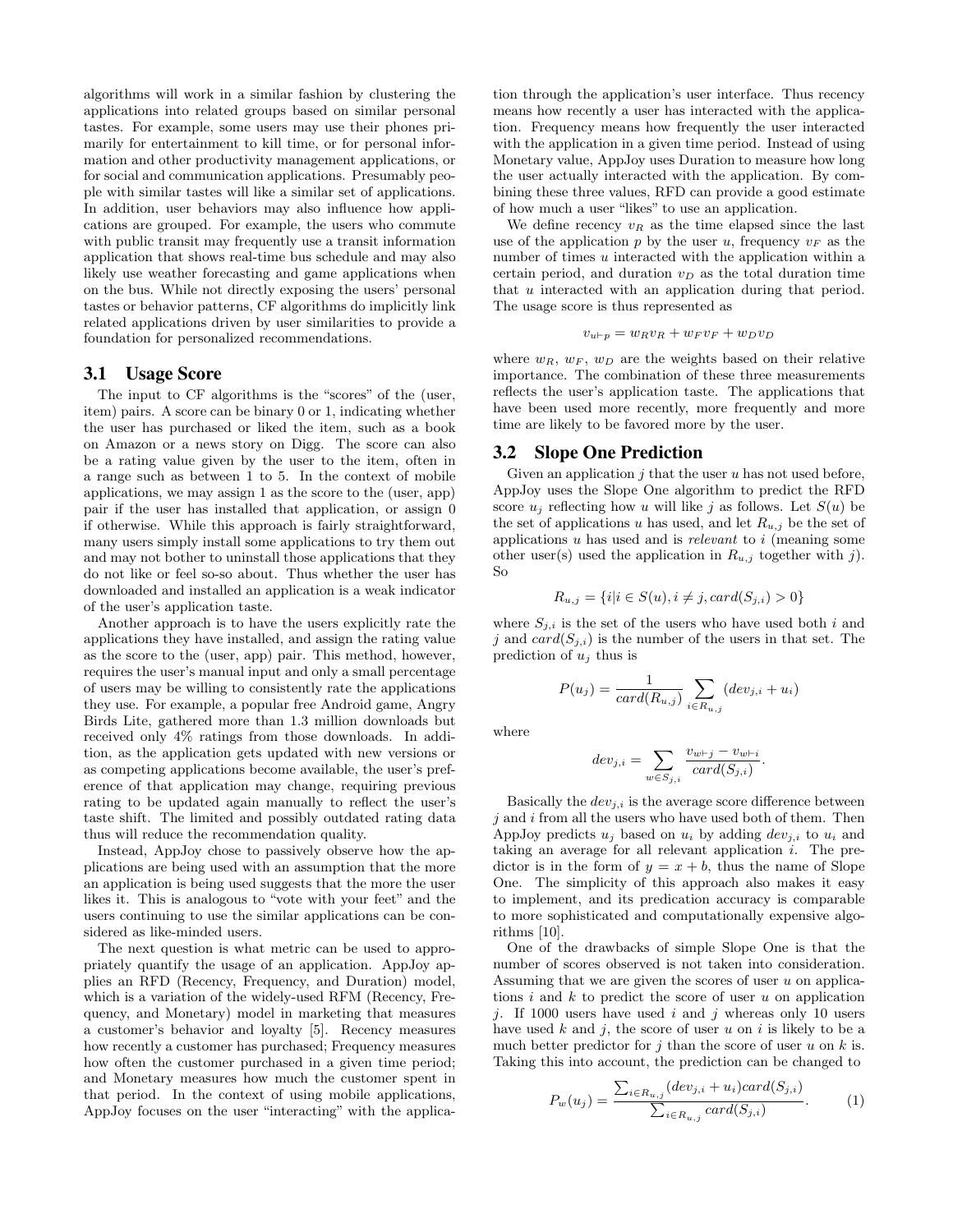algorithms will work in a similar fashion by clustering the applications into related groups based on similar personal tastes. For example, some users may use their phones primarily for entertainment to kill time, or for personal information and other productivity management applications, or for social and communication applications. Presumably people with similar tastes will like a similar set of applications. In addition, user behaviors may also influence how applications are grouped. For example, the users who commute with public transit may frequently use a transit information application that shows real-time bus schedule and may also likely use weather forecasting and game applications when on the bus. While not directly exposing the users' personal tastes or behavior patterns, CF algorithms do implicitly link related applications driven by user similarities to provide a foundation for personalized recommendations.

### 3.1 Usage Score

The input to CF algorithms is the "scores" of the (user, item) pairs. A score can be binary 0 or 1, indicating whether the user has purchased or liked the item, such as a book on Amazon or a news story on Digg. The score can also be a rating value given by the user to the item, often in a range such as between 1 to 5. In the context of mobile applications, we may assign 1 as the score to the (user, app) pair if the user has installed that application, or assign 0 if otherwise. While this approach is fairly straightforward, many users simply install some applications to try them out and may not bother to uninstall those applications that they do not like or feel so-so about. Thus whether the user has downloaded and installed an application is a weak indicator of the user's application taste.

Another approach is to have the users explicitly rate the applications they have installed, and assign the rating value as the score to the (user, app) pair. This method, however, requires the user's manual input and only a small percentage of users may be willing to consistently rate the applications they use. For example, a popular free Android game, Angry Birds Lite, gathered more than 1.3 million downloads but received only 4% ratings from those downloads. In addition, as the application gets updated with new versions or as competing applications become available, the user's preference of that application may change, requiring previous rating to be updated again manually to reflect the user's taste shift. The limited and possibly outdated rating data thus will reduce the recommendation quality.

Instead, AppJoy chose to passively observe how the applications are being used with an assumption that the more an application is being used suggests that the more the user likes it. This is analogous to "vote with your feet" and the users continuing to use the similar applications can be considered as like-minded users.

The next question is what metric can be used to appropriately quantify the usage of an application. AppJoy applies an RFD (Recency, Frequency, and Duration) model, which is a variation of the widely-used RFM (Recency, Frequency, and Monetary) model in marketing that measures a customer's behavior and loyalty [5]. Recency measures how recently a customer has purchased; Frequency measures how often the customer purchased in a given time period; and Monetary measures how much the customer spent in that period. In the context of using mobile applications, AppJoy focuses on the user "interacting" with the application through the application's user interface. Thus recency means how recently a user has interacted with the application. Frequency means how frequently the user interacted with the application in a given time period. Instead of using Monetary value, AppJoy uses Duration to measure how long the user actually interacted with the application. By combining these three values, RFD can provide a good estimate of how much a user "likes" to use an application.

We define recency $v_R$ as the time elapsed since the last use of the application $p$ by the user $u$, frequency $v_F$ as the number of times $u$ interacted with the application within a certain period, and duration $v_D$ as the total duration time that $u$ interacted with an application during that period. The usage score is thus represented as

$$v_{u \vdash p} = w_R v_R + w_F v_F + w_D v_D$$

where $w_R$, $w_F$, $w_D$ are the weights based on their relative importance. The combination of these three measurements reflects the user's application taste. The applications that have been used more recently, more frequently and more time are likely to be favored more by the user.

### 3.2 Slope One Prediction

Given an application $j$ that the user $u$ has not used before, AppJoy uses the Slope One algorithm to predict the RFD score $u_j$ reflecting how $u$ will like $j$ as follows. Let $S(u)$ be the set of applications $u$ has used, and let $R_{u,j}$ be the set of applications $u$ has used and is *relevant* to $i$ (meaning some other user(s) used the application in $R_{u,j}$ together with $j$). So

$$R_{u,j} = \{i | i \in S(u), i \neq j, card(S_{j,i}) > 0\}$$

where $S_{j,i}$ is the set of the users who have used both $i$ and $j$ and $card(S_{j,i})$ is the number of the users in that set. The prediction of $u_j$ thus is

$$P(u_j) = \frac{1}{card(R_{u,j})} \sum_{i \in R_{u,j}} (dev_{j,i} + u_i)$$

where

$$dev_{j,i} = \sum_{w \in S_{j,i}} \frac{v_{w \vdash j} - v_{w \vdash i}}{card(S_{j,i})}.$$

Basically the $dev_{j,i}$ is the average score difference between $j$ and $i$ from all the users who have used both of them. Then AppJoy predicts $u_j$ based on $u_i$ by adding $dev_{j,i}$ to $u_i$ and taking an average for all relevant application $i$. The predictor is in the form of $y = x + b$, thus the name of Slope One. The simplicity of this approach also makes it easy to implement, and its predication accuracy is comparable to more sophisticated and computationally expensive algorithms [10].

One of the drawbacks of simple Slope One is that the number of scores observed is not taken into consideration. Assuming that we are given the scores of user $u$ on applications $i$ and $k$ to predict the score of user $u$ on application $j$. If 1000 users have used $i$ and $j$ whereas only 10 users have used $k$ and $j$, the score of user $u$ on $i$ is likely to be a much better predictor for $j$ than the score of user $u$ on $k$ is. Taking this into account, the prediction can be changed to

$$P_w(u_j) = \frac{\sum_{i \in R_{u,j}} (dev_{j,i} + u_i) card(S_{j,i})}{\sum_{i \in R_{u,j}} card(S_{j,i})}. \tag{1}$$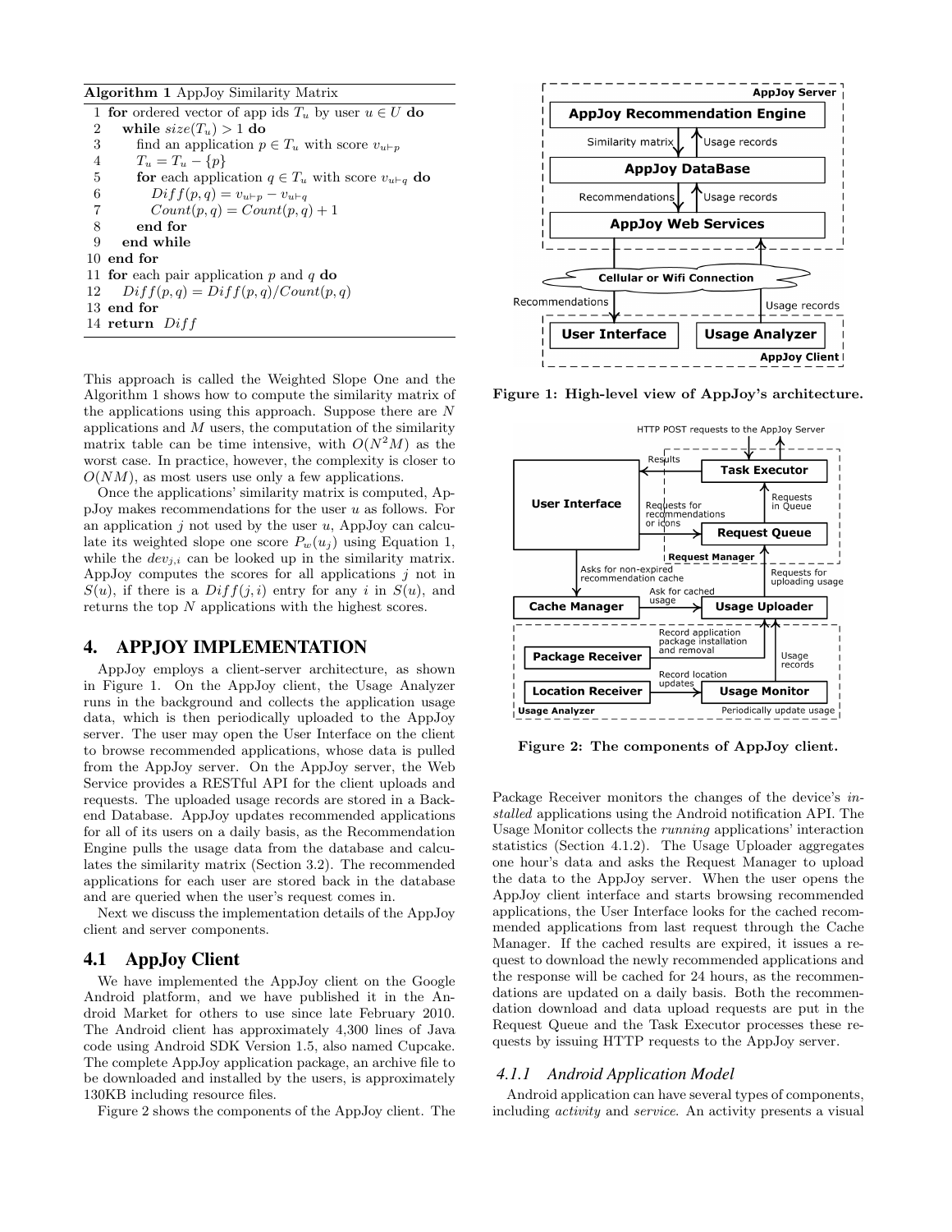**Algorithm 1** AppJoy Similarity Matrix

```
1  for ordered vector of app ids T_u by user u ∈ U do
2    while size(T_u) > 1 do
3      find an application p ∈ T_u with score v_{u⊢p}
4      T_u = T_u − {p}
5      for each application q ∈ T_u with score v_{u⊢q} do
6        Diff(p, q) = v_{u⊢p} − v_{u⊢q}
7        Count(p, q) = Count(p, q) + 1
8      end for
9    end while
10 end for
11 for each pair application p and q do
12   Diff(p, q) = Diff(p, q)/Count(p, q)
13 end for
14 return Diff
```

This approach is called the Weighted Slope One and the Algorithm 1 shows how to compute the similarity matrix of the applications using this approach. Suppose there are $N$ applications and $M$ users, the computation of the similarity matrix table can be time intensive, with $O(N^2M)$ as the worst case. In practice, however, the complexity is closer to $O(NM)$, as most users use only a few applications.

Once the applications' similarity matrix is computed, AppJoy makes recommendations for the user $u$ as follows. For an application $j$ not used by the user $u$, AppJoy can calculate its weighted slope one score $P_w(u_j)$ using Equation 1, while the $dev_{j,i}$ can be looked up in the similarity matrix. AppJoy computes the scores for all applications $j$ not in $S(u)$, if there is a $Diff(j, i)$ entry for any $i$ in $S(u)$, and returns the top $N$ applications with the highest scores.

## 4. APPJOY IMPLEMENTATION

AppJoy employs a client-server architecture, as shown in Figure 1. On the AppJoy client, the Usage Analyzer runs in the background and collects the application usage data, which is then periodically uploaded to the AppJoy server. The user may open the User Interface on the client to browse recommended applications, whose data is pulled from the AppJoy server. On the AppJoy server, the Web Service provides a RESTful API for the client uploads and requests. The uploaded usage records are stored in a Backend Database. AppJoy updates recommended applications for all of its users on a daily basis, as the Recommendation Engine pulls the usage data from the database and calculates the similarity matrix (Section 3.2). The recommended applications for each user are stored back in the database and are queried when the user's request comes in.

Next we discuss the implementation details of the AppJoy client and server components.

### 4.1 AppJoy Client

We have implemented the AppJoy client on the Google Android platform, and we have published it in the Android Market for others to use since late February 2010. The Android client has approximately 4,300 lines of Java code using Android SDK Version 1.5, also named Cupcake. The complete AppJoy application package, an archive file to be downloaded and installed by the users, is approximately 130KB including resource files.

Figure 2 shows the components of the AppJoy client. The Package Receiver monitors the changes of the device's *installed* applications using the Android notification API. The Usage Monitor collects the *running* applications' interaction statistics (Section 4.1.2). The Usage Uploader aggregates one hour's data and asks the Request Manager to upload the data to the AppJoy server. When the user opens the AppJoy client interface and starts browsing recommended applications, the User Interface looks for the cached recommended applications from last request through the Cache Manager. If the cached results are expired, it issues a request to download the newly recommended applications and the response will be cached for 24 hours, as the recommendations are updated on a daily basis. Both the recommendation download and data upload requests are put in the Request Queue and the Task Executor processes these requests by issuing HTTP requests to the AppJoy server.

**Figure 1: High-level view of AppJoy's architecture.**

**Figure 2: The components of AppJoy client.**

#### 4.1.1 Android Application Model

Android application can have several types of components, including *activity* and *service*. An activity presents a visual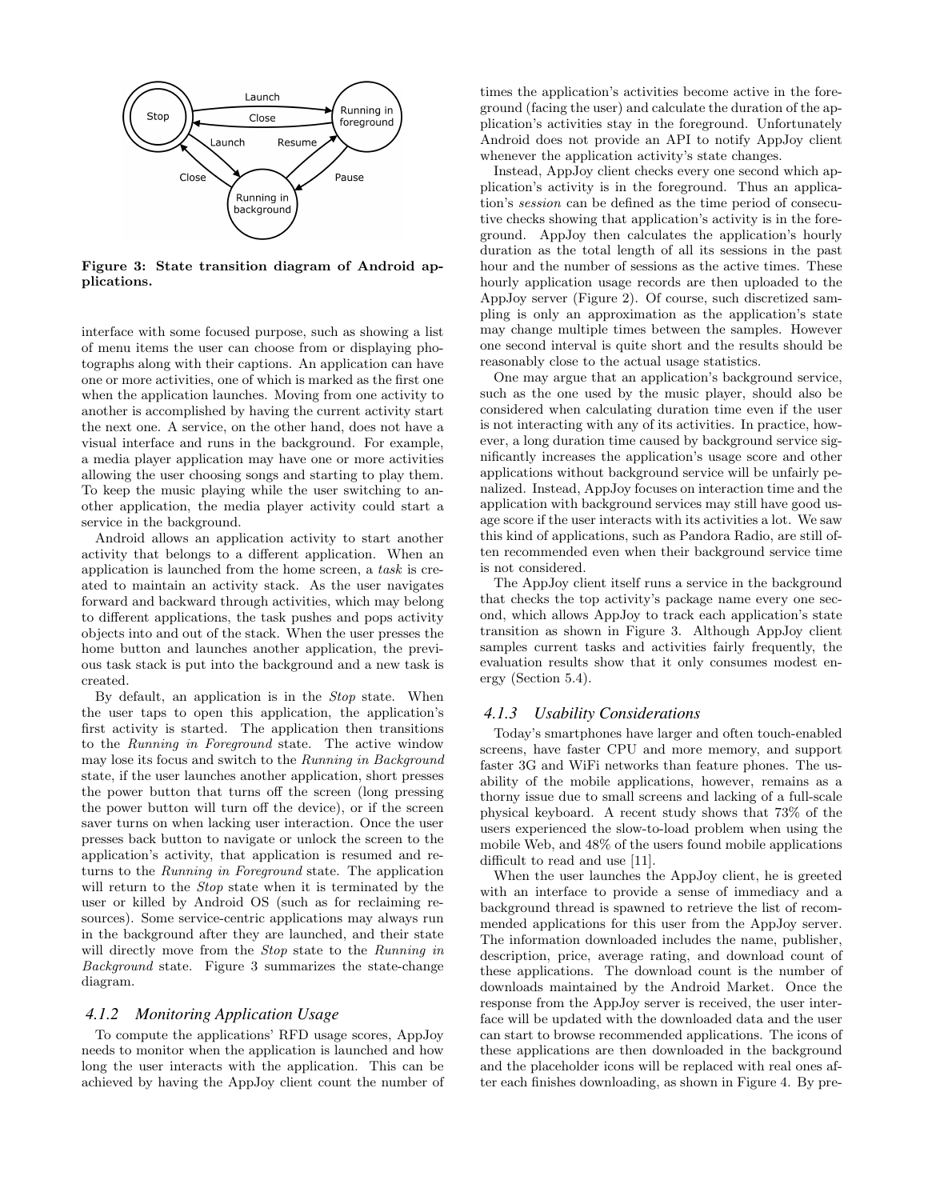**Figure 3: State transition diagram of Android applications.**

interface with some focused purpose, such as showing a list of menu items the user can choose from or displaying photographs along with their captions. An application can have one or more activities, one of which is marked as the first one when the application launches. Moving from one activity to another is accomplished by having the current activity start the next one. A service, on the other hand, does not have a visual interface and runs in the background. For example, a media player application may have one or more activities allowing the user choosing songs and starting to play them. To keep the music playing while the user switching to another application, the media player activity could start a service in the background.

Android allows an application activity to start another activity that belongs to a different application. When an application is launched from the home screen, a *task* is created to maintain an activity stack. As the user navigates forward and backward through activities, which may belong to different applications, the task pushes and pops activity objects into and out of the stack. When the user presses the home button and launches another application, the previous task stack is put into the background and a new task is created.

By default, an application is in the *Stop* state. When the user taps to open this application, the application's first activity is started. The application then transitions to the *Running in Foreground* state. The active window may lose its focus and switch to the *Running in Background* state, if the user launches another application, short presses the power button that turns off the screen (long pressing the power button will turn off the device), or if the screen saver turns on when lacking user interaction. Once the user presses back button to navigate or unlock the screen to the application's activity, that application is resumed and returns to the *Running in Foreground* state. The application will return to the *Stop* state when it is terminated by the user or killed by Android OS (such as for reclaiming resources). Some service-centric applications may always run in the background after they are launched, and their state will directly move from the *Stop* state to the *Running in Background* state. Figure 3 summarizes the state-change diagram.

### 4.1.2 Monitoring Application Usage

To compute the applications' RFD usage scores, AppJoy needs to monitor when the application is launched and how long the user interacts with the application. This can be achieved by having the AppJoy client count the number of times the application's activities become active in the foreground (facing the user) and calculate the duration of the application's activities stay in the foreground. Unfortunately Android does not provide an API to notify AppJoy client whenever the application activity's state changes.

Instead, AppJoy client checks every one second which application's activity is in the foreground. Thus an application's *session* can be defined as the time period of consecutive checks showing that application's activity is in the foreground. AppJoy then calculates the application's hourly duration as the total length of all its sessions in the past hour and the number of sessions as the active times. These hourly application usage records are then uploaded to the AppJoy server (Figure 2). Of course, such discretized sampling is only an approximation as the application's state may change multiple times between the samples. However one second interval is quite short and the results should be reasonably close to the actual usage statistics.

One may argue that an application's background service, such as the one used by the music player, should also be considered when calculating duration time even if the user is not interacting with any of its activities. In practice, however, a long duration time caused by background service significantly increases the application's usage score and other applications without background service will be unfairly penalized. Instead, AppJoy focuses on interaction time and the application with background services may still have good usage score if the user interacts with its activities a lot. We saw this kind of applications, such as Pandora Radio, are still often recommended even when their background service time is not considered.

The AppJoy client itself runs a service in the background that checks the top activity's package name every one second, which allows AppJoy to track each application's state transition as shown in Figure 3. Although AppJoy client samples current tasks and activities fairly frequently, the evaluation results show that it only consumes modest energy (Section 5.4).

### 4.1.3 Usability Considerations

Today's smartphones have larger and often touch-enabled screens, have faster CPU and more memory, and support faster 3G and WiFi networks than feature phones. The usability of the mobile applications, however, remains as a thorny issue due to small screens and lacking of a full-scale physical keyboard. A recent study shows that 73% of the users experienced the slow-to-load problem when using the mobile Web, and 48% of the users found mobile applications difficult to read and use [11].

When the user launches the AppJoy client, he is greeted with an interface to provide a sense of immediacy and a background thread is spawned to retrieve the list of recommended applications for this user from the AppJoy server. The information downloaded includes the name, publisher, description, price, average rating, and download count of these applications. The download count is the number of downloads maintained by the Android Market. Once the response from the AppJoy server is received, the user interface will be updated with the downloaded data and the user can start to browse recommended applications. The icons of these applications are then downloaded in the background and the placeholder icons will be replaced with real ones after each finishes downloading, as shown in Figure 4. By pre-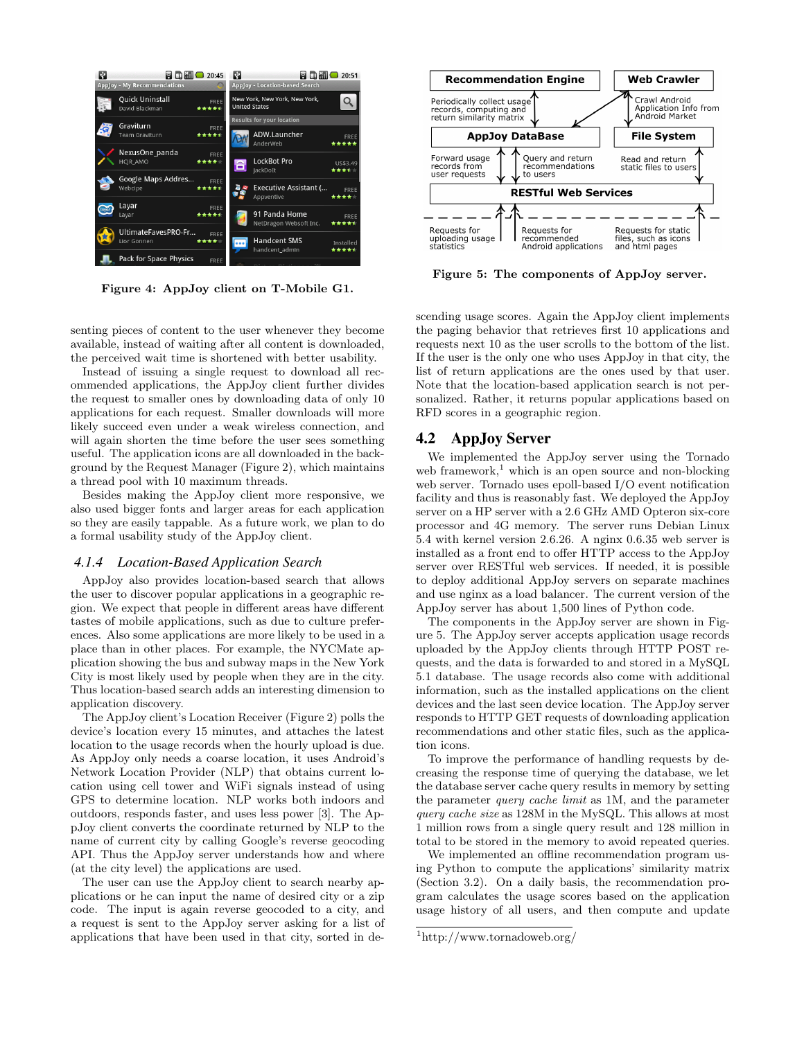Figure 4: AppJoy client on T-Mobile G1.

Figure 5: The components of AppJoy server.

senting pieces of content to the user whenever they become available, instead of waiting after all content is downloaded, the perceived wait time is shortened with better usability.

Instead of issuing a single request to download all recommended applications, the AppJoy client further divides the request to smaller ones by downloading data of only 10 applications for each request. Smaller downloads will more likely succeed even under a weak wireless connection, and will again shorten the time before the user sees something useful. The application icons are all downloaded in the background by the Request Manager (Figure 2), which maintains a thread pool with 10 maximum threads.

Besides making the AppJoy client more responsive, we also used bigger fonts and larger areas for each application so they are easily tappable. As a future work, we plan to do a formal usability study of the AppJoy client.

### 4.1.4 Location-Based Application Search

AppJoy also provides location-based search that allows the user to discover popular applications in a geographic region. We expect that people in different areas have different tastes of mobile applications, such as due to culture preferences. Also some applications are more likely to be used in a place than in other places. For example, the NYCMate application showing the bus and subway maps in the New York City is most likely used by people when they are in the city. Thus location-based search adds an interesting dimension to application discovery.

The AppJoy client's Location Receiver (Figure 2) polls the device's location every 15 minutes, and attaches the latest location to the usage records when the hourly upload is due. As AppJoy only needs a coarse location, it uses Android's Network Location Provider (NLP) that obtains current location using cell tower and WiFi signals instead of using GPS to determine location. NLP works both indoors and outdoors, responds faster, and uses less power [3]. The AppJoy client converts the coordinate returned by NLP to the name of current city by calling Google's reverse geocoding API. Thus the AppJoy server understands how and where (at the city level) the applications are used.

The user can use the AppJoy client to search nearby applications or he can input the name of desired city or a zip code. The input is again reverse geocoded to a city, and a request is sent to the AppJoy server asking for a list of applications that have been used in that city, sorted in descending usage scores. Again the AppJoy client implements the paging behavior that retrieves first 10 applications and requests next 10 as the user scrolls to the bottom of the list. If the user is the only one who uses AppJoy in that city, the list of return applications are the ones used by that user. Note that the location-based application search is not personalized. Rather, it returns popular applications based on RFD scores in a geographic region.

## 4.2 AppJoy Server

We implemented the AppJoy server using the Tornado web framework,[1] which is an open source and non-blocking web server. Tornado uses epoll-based I/O event notification facility and thus is reasonably fast. We deployed the AppJoy server on a HP server with a 2.6 GHz AMD Opteron six-core processor and 4G memory. The server runs Debian Linux 5.4 with kernel version 2.6.26. A nginx 0.6.35 web server is installed as a front end to offer HTTP access to the AppJoy server over RESTful web services. If needed, it is possible to deploy additional AppJoy servers on separate machines and use nginx as a load balancer. The current version of the AppJoy server has about 1,500 lines of Python code.

The components in the AppJoy server are shown in Figure 5. The AppJoy server accepts application usage records uploaded by the AppJoy clients through HTTP POST requests, and the data is forwarded to and stored in a MySQL 5.1 database. The usage records also come with additional information, such as the installed applications on the client devices and the last seen device location. The AppJoy server responds to HTTP GET requests of downloading application recommendations and other static files, such as the application icons.

To improve the performance of handling requests by decreasing the response time of querying the database, we let the database server cache query results in memory by setting the parameter *query cache limit* as 1M, and the parameter *query cache size* as 128M in the MySQL. This allows at most 1 million rows from a single query result and 128 million in total to be stored in the memory to avoid repeated queries.

We implemented an offline recommendation program using Python to compute the applications' similarity matrix (Section 3.2). On a daily basis, the recommendation program calculates the usage scores based on the application usage history of all users, and then compute and update

[1] http://www.tornadoweb.org/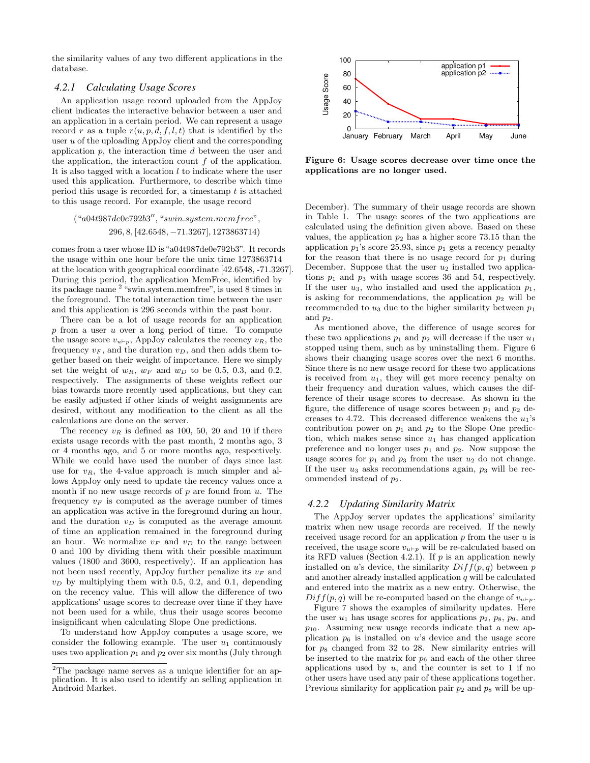the similarity values of any two different applications in the database.

### 4.2.1 Calculating Usage Scores

An application usage record uploaded from the AppJoy client indicates the interactive behavior between a user and an application in a certain period. We can represent a usage record $r$ as a tuple $r(u, p, d, f, l, t)$ that is identified by the user $u$ of the uploading AppJoy client and the corresponding application $p$, the interaction time $d$ between the user and the application, the interaction count $f$ of the application. It is also tagged with a location $l$ to indicate where the user used this application. Furthermore, to describe which time period this usage is recorded for, a timestamp $t$ is attached to this usage record. For example, the usage record

$$(\text{"}a04t987de0e792b3''\text{, "}swin.system.memfree\text{"}, \\ 296, 8, [42.6548, -71.3267], 1273863714)$$

comes from a user whose ID is "a04t987de0e792b3". It records the usage within one hour before the unix time 1273863714 at the location with geographical coordinate [42.6548, -71.3267]. During this period, the application MemFree, identified by its package name [2] "swin.system.memfree", is used 8 times in the foreground. The total interaction time between the user and this application is 296 seconds within the past hour.

There can be a lot of usage records for an application $p$ from a user $u$ over a long period of time. To compute the usage score $v_{u \vdash p}$, AppJoy calculates the recency $v_R$, the frequency $v_F$, and the duration $v_D$, and then adds them together based on their weight of importance. Here we simply set the weight of $w_R$, $w_F$ and $w_D$ to be 0.5, 0.3, and 0.2, respectively. The assignments of these weights reflect our bias towards more recently used applications, but they can be easily adjusted if other kinds of weight assignments are desired, without any modification to the client as all the calculations are done on the server.

The recency $v_R$ is defined as 100, 50, 20 and 10 if there exists usage records with the past month, 2 months ago, 3 or 4 months ago, and 5 or more months ago, respectively. While we could have used the number of days since last use for $v_R$, the 4-value approach is much simpler and allows AppJoy only need to update the recency values once a month if no new usage records of $p$ are found from $u$. The frequency $v_F$ is computed as the average number of times an application was active in the foreground during an hour, and the duration $v_D$ is computed as the average amount of time an application remained in the foreground during an hour. We normalize $v_F$ and $v_D$ to the range between 0 and 100 by dividing them with their possible maximum values (1800 and 3600, respectively). If an application has not been used recently, AppJoy further penalize its $v_F$ and $v_D$ by multiplying them with 0.5, 0.2, and 0.1, depending on the recency value. This will allow the difference of two applications' usage scores to decrease over time if they have not been used for a while, thus their usage scores become insignificant when calculating Slope One predictions.

To understand how AppJoy computes a usage score, we consider the following example. The user $u_1$ continuously uses two application $p_1$ and $p_2$ over six months (July through December). The summary of their usage records are shown in Table 1. The usage scores of the two applications are calculated using the definition given above. Based on these values, the application $p_2$ has a higher score 73.15 than the application $p_1$'s score 25.93, since $p_1$ gets a recency penalty for the reason that there is no usage record for $p_1$ during December. Suppose that the user $u_2$ installed two applications $p_1$ and $p_3$ with usage scores 36 and 54, respectively. If the user $u_3$, who installed and used the application $p_1$, is asking for recommendations, the application $p_2$ will be recommended to $u_3$ due to the higher similarity between $p_1$ and $p_2$.

Figure 6: Usage scores decrease over time once the applications are no longer used.

As mentioned above, the difference of usage scores for these two applications $p_1$ and $p_2$ will decrease if the user $u_1$ stopped using them, such as by uninstalling them. Figure 6 shows their changing usage scores over the next 6 months. Since there is no new usage record for these two applications is received from $u_1$, they will get more recency penalty on their frequency and duration values, which causes the difference of their usage scores to decrease. As shown in the figure, the difference of usage scores between $p_1$ and $p_2$ decreases to 4.72. This decreased difference weakens the $u_1$'s contribution power on $p_1$ and $p_2$ to the Slope One prediction, which makes sense since $u_1$ has changed application preference and no longer uses $p_1$ and $p_2$. Now suppose the usage scores for $p_1$ and $p_3$ from the user $u_2$ do not change. If the user $u_3$ asks recommendations again, $p_3$ will be recommended instead of $p_2$.

### 4.2.2 Updating Similarity Matrix

The AppJoy server updates the applications' similarity matrix when new usage records are received. If the newly received usage record for an application $p$ from the user $u$ is received, the usage score $v_{u \vdash p}$ will be re-calculated based on its RFD values (Section 4.2.1). If $p$ is an application newly installed on $u$'s device, the similarity $Diff(p, q)$ between $p$ and another already installed application $q$ will be calculated and entered into the matrix as a new entry. Otherwise, the $Diff(p, q)$ will be re-computed based on the change of $v_{u \vdash p}$.

Figure 7 shows the examples of similarity updates. Here the user $u_1$ has usage scores for applications $p_2$, $p_8$, $p_9$, and $p_{10}$. Assuming new usage records indicate that a new application $p_6$ is installed on $u$'s device and the usage score for $p_8$ changed from 32 to 28. New similarity entries will be inserted to the matrix for $p_6$ and each of the other three applications used by $u$, and the counter is set to 1 if no other users have used any pair of these applications together. Previous similarity for application pair $p_2$ and $p_8$ will be up-

[2] The package name serves as a unique identifier for an application. It is also used to identify an selling application in Android Market.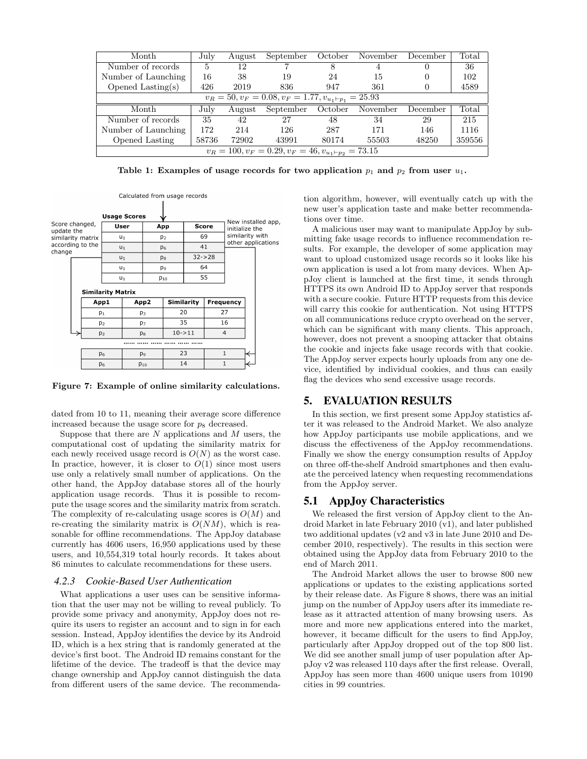| Month | July | August | September | October | November | December | Total |
|---|---|---|---|---|---|---|---|
| Number of records | 5 | 12 | 7 | 8 | 4 | 0 | 36 |
| Number of Launching | 16 | 38 | 19 | 24 | 15 | 0 | 102 |
| Opened Lasting(s) | 426 | 2019 | 836 | 947 | 361 | 0 | 4589 |
| $v_R = 50, v_F = 0.08, v_F = 1.77, v_{u_1 \vdash p_1} = 25.93$ | | | | | | | |
| Month | July | August | September | October | November | December | Total |
| Number of records | 35 | 42 | 27 | 48 | 34 | 29 | 215 |
| Number of Launching | 172 | 214 | 126 | 287 | 171 | 146 | 1116 |
| Opened Lasting | 58736 | 72902 | 43991 | 80174 | 55503 | 48250 | 359556 |
| $v_R = 100, v_F = 0.29, v_F = 46, v_{u_1 \vdash p_2} = 73.15$ | | | | | | | |

**Table 1: Examples of usage records for two application $p_1$ and $p_2$ from user $u_1$.**

Calculated from usage records

Score changed, update the similarity matrix according to the change

New installed app, initialize the similarity with other applications

Usage Scores

User | App | Score

$u_1$ | $p_2$ | 69

$u_1$ | $p_6$ | 41

$u_1$ | $p_8$ | 32->28

$u_1$ | $p_9$ | 64

$u_1$ | $p_{10}$ | 55

Similarity Matrix

App1 | App2 | Similarity | Frequency

$p_1$ | $p_3$ | 20 | 27

$p_2$ | $p_7$ | 35 | 16

$p_2$ | $p_8$ | 10->11 | 4

...... ...... ...... ...... ...... ......

$p_6$ | $p_9$ | 23 | 1

$p_6$ | $p_{10}$ | 14 | 1

**Figure 7: Example of online similarity calculations.**

dated from 10 to 11, meaning their average score difference increased because the usage score for $p_8$ decreased.

Suppose that there are $N$ applications and $M$ users, the computational cost of updating the similarity matrix for each newly received usage record is $O(N)$ as the worst case. In practice, however, it is closer to $O(1)$ since most users use only a relatively small number of applications. On the other hand, the AppJoy database stores all of the hourly application usage records. Thus it is possible to recompute the usage scores and the similarity matrix from scratch. The complexity of re-calculating usage scores is $O(M)$ and re-creating the similarity matrix is $O(NM)$, which is reasonable for offline recommendations. The AppJoy database currently has 4606 users, 16,950 applications used by these users, and 10,554,319 total hourly records. It takes about 86 minutes to calculate recommendations for these users.

#### 4.2.3 Cookie-Based User Authentication

What applications a user uses can be sensitive information that the user may not be willing to reveal publicly. To provide some privacy and anonymity, AppJoy does not require its users to register an account and to sign in for each session. Instead, AppJoy identifies the device by its Android ID, which is a hex string that is randomly generated at the device's first boot. The Android ID remains constant for the lifetime of the device. The tradeoff is that the device may change ownership and AppJoy cannot distinguish the data from different users of the same device. The recommendation algorithm, however, will eventually catch up with the new user's application taste and make better recommendations over time.

A malicious user may want to manipulate AppJoy by submitting fake usage records to influence recommendation results. For example, the developer of some application may want to upload customized usage records so it looks like his own application is used a lot from many devices. When AppJoy client is launched at the first time, it sends through HTTPS its own Android ID to AppJoy server that responds with a secure cookie. Future HTTP requests from this device will carry this cookie for authentication. Not using HTTPS on all communications reduce crypto overhead on the server, which can be significant with many clients. This approach, however, does not prevent a snooping attacker that obtains the cookie and injects fake usage records with that cookie. The AppJoy server expects hourly uploads from any one device, identified by individual cookies, and thus can easily flag the devices who send excessive usage records.

## 5. EVALUATION RESULTS

In this section, we first present some AppJoy statistics after it was released to the Android Market. We also analyze how AppJoy participants use mobile applications, and we discuss the effectiveness of the AppJoy recommendations. Finally we show the energy consumption results of AppJoy on three off-the-shelf Android smartphones and then evaluate the perceived latency when requesting recommendations from the AppJoy server.

### 5.1 AppJoy Characteristics

We released the first version of AppJoy client to the Android Market in late February 2010 (v1), and later published two additional updates (v2 and v3 in late June 2010 and December 2010, respectively). The results in this section were obtained using the AppJoy data from February 2010 to the end of March 2011.

The Android Market allows the user to browse 800 new applications or updates to the existing applications sorted by their release date. As Figure 8 shows, there was an initial jump on the number of AppJoy users after its immediate release as it attracted attention of many browsing users. As more and more new applications entered into the market, however, it became difficult for the users to find AppJoy, particularly after AppJoy dropped out of the top 800 list. We did see another small jump of user population after AppJoy v2 was released 110 days after the first release. Overall, AppJoy has seen more than 4600 unique users from 10190 cities in 99 countries.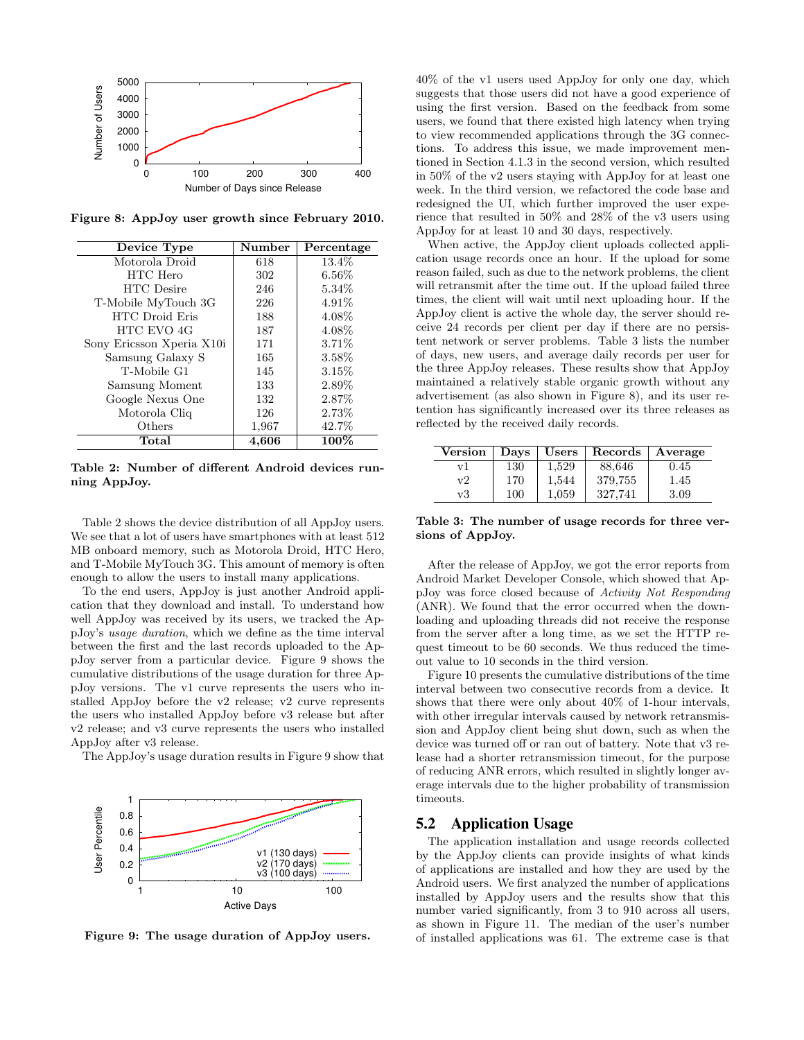Figure 8: AppJoy user growth since February 2010.

| Device Type | Number | Percentage |
|---|---|---|
| Motorola Droid | 618 | 13.4% |
| HTC Hero | 302 | 6.56% |
| HTC Desire | 246 | 5.34% |
| T-Mobile MyTouch 3G | 226 | 4.91% |
| HTC Droid Eris | 188 | 4.08% |
| HTC EVO 4G | 187 | 4.08% |
| Sony Ericsson Xperia X10i | 171 | 3.71% |
| Samsung Galaxy S | 165 | 3.58% |
| T-Mobile G1 | 145 | 3.15% |
| Samsung Moment | 133 | 2.89% |
| Google Nexus One | 132 | 2.87% |
| Motorola Cliq | 126 | 2.73% |
| Others | 1,967 | 42.7% |
| **Total** | **4,606** | **100%** |

**Table 2: Number of different Android devices running AppJoy.**

Table 2 shows the device distribution of all AppJoy users. We see that a lot of users have smartphones with at least 512 MB onboard memory, such as Motorola Droid, HTC Hero, and T-Mobile MyTouch 3G. This amount of memory is often enough to allow the users to install many applications.

To the end users, AppJoy is just another Android application that they download and install. To understand how well AppJoy was received by its users, we tracked the AppJoy's *usage duration*, which we define as the time interval between the first and the last records uploaded to the AppJoy server from a particular device. Figure 9 shows the cumulative distributions of the usage duration for three AppJoy versions. The v1 curve represents the users who installed AppJoy before the v2 release; v2 curve represents the users who installed AppJoy before v3 release but after v2 release; and v3 curve represents the users who installed AppJoy after v3 release.

The AppJoy's usage duration results in Figure 9 show that 40% of the v1 users used AppJoy for only one day, which suggests that those users did not have a good experience of using the first version. Based on the feedback from some users, we found that there existed high latency when trying to view recommended applications through the 3G connections. To address this issue, we made improvement mentioned in Section 4.1.3 in the second version, which resulted in 50% of the v2 users staying with AppJoy for at least one week. In the third version, we refactored the code base and redesigned the UI, which further improved the user experience that resulted in 50% and 28% of the v3 users using AppJoy for at least 10 and 30 days, respectively.

**Figure 9: The usage duration of AppJoy users.**

When active, the AppJoy client uploads collected application usage records once an hour. If the upload for some reason failed, such as due to the network problems, the client will retransmit after the time out. If the upload failed three times, the client will wait until next uploading hour. If the AppJoy client is active the whole day, the server should receive 24 records per client per day if there are no persistent network or server problems. Table 3 lists the number of days, new users, and average daily records per user for the three AppJoy releases. These results show that AppJoy maintained a relatively stable organic growth without any advertisement (as also shown in Figure 8), and its user retention has significantly increased over its three releases as reflected by the received daily records.

| Version | Days | Users | Records | Average |
|---|---|---|---|---|
| v1 | 130 | 1,529 | 88,646 | 0.45 |
| v2 | 170 | 1,544 | 379,755 | 1.45 |
| v3 | 100 | 1,059 | 327,741 | 3.09 |

**Table 3: The number of usage records for three versions of AppJoy.**

After the release of AppJoy, we got the error reports from Android Market Developer Console, which showed that AppJoy was force closed because of *Activity Not Responding* (ANR). We found that the error occurred when the downloading and uploading threads did not receive the response from the server after a long time, as we set the HTTP request timeout to be 60 seconds. We thus reduced the timeout value to 10 seconds in the third version.

Figure 10 presents the cumulative distributions of the time interval between two consecutive records from a device. It shows that there were only about 40% of 1-hour intervals, with other irregular intervals caused by network retransmission and AppJoy client being shut down, such as when the device was turned off or ran out of battery. Note that v3 release had a shorter retransmission timeout, for the purpose of reducing ANR errors, which resulted in slightly longer average intervals due to the higher probability of transmission timeouts.

## 5.2 Application Usage

The application installation and usage records collected by the AppJoy clients can provide insights of what kinds of applications are installed and how they are used by the Android users. We first analyzed the number of applications installed by AppJoy users and the results show that this number varied significantly, from 3 to 910 across all users, as shown in Figure 11. The median of the user's number of installed applications was 61. The extreme case is that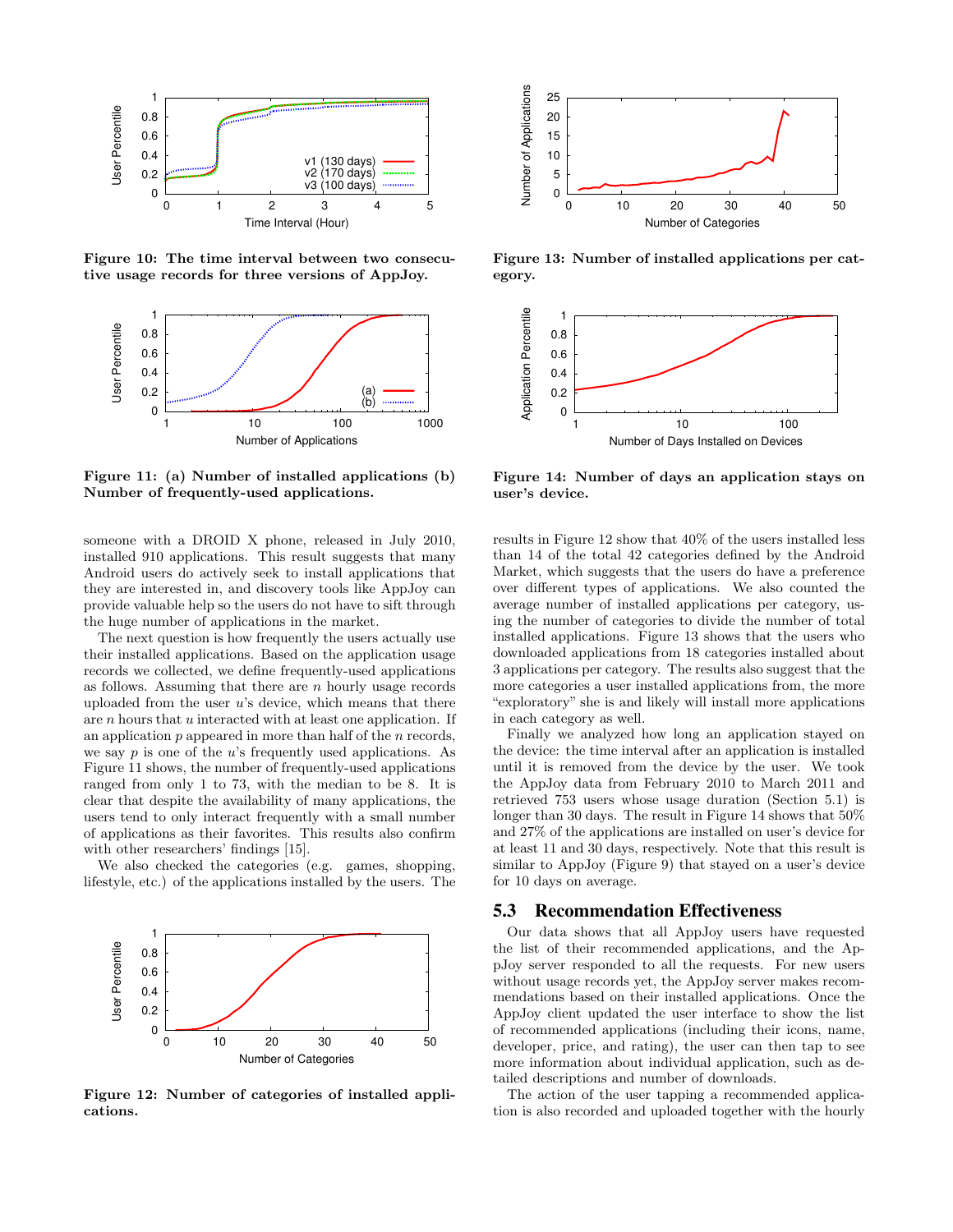Figure 10: The time interval between two consecutive usage records for three versions of AppJoy.

Figure 11: (a) Number of installed applications (b) Number of frequently-used applications.

someone with a DROID X phone, released in July 2010, installed 910 applications. This result suggests that many Android users do actively seek to install applications that they are interested in, and discovery tools like AppJoy can provide valuable help so the users do not have to sift through the huge number of applications in the market.

The next question is how frequently the users actually use their installed applications. Based on the application usage records we collected, we define frequently-used applications as follows. Assuming that there are $n$ hourly usage records uploaded from the user $u$'s device, which means that there are $n$ hours that $u$ interacted with at least one application. If an application $p$ appeared in more than half of the $n$ records, we say $p$ is one of the $u$'s frequently used applications. As Figure 11 shows, the number of frequently-used applications ranged from only 1 to 73, with the median to be 8. It is clear that despite the availability of many applications, the users tend to only interact frequently with a small number of applications as their favorites. This results also confirm with other researchers' findings [15].

We also checked the categories (e.g. games, shopping, lifestyle, etc.) of the applications installed by the users. The

Figure 12: Number of categories of installed applications.

Figure 13: Number of installed applications per category.

Figure 14: Number of days an application stays on user's device.

results in Figure 12 show that 40% of the users installed less than 14 of the total 42 categories defined by the Android Market, which suggests that the users do have a preference over different types of applications. We also counted the average number of installed applications per category, using the number of categories to divide the number of total installed applications. Figure 13 shows that the users who downloaded applications from 18 categories installed about 3 applications per category. The results also suggest that the more categories a user installed applications from, the more "exploratory" she is and likely will install more applications in each category as well.

Finally we analyzed how long an application stayed on the device: the time interval after an application is installed until it is removed from the device by the user. We took the AppJoy data from February 2010 to March 2011 and retrieved 753 users whose usage duration (Section 5.1) is longer than 30 days. The result in Figure 14 shows that 50% and 27% of the applications are installed on user's device for at least 11 and 30 days, respectively. Note that this result is similar to AppJoy (Figure 9) that stayed on a user's device for 10 days on average.

## 5.3 Recommendation Effectiveness

Our data shows that all AppJoy users have requested the list of their recommended applications, and the AppJoy server responded to all the requests. For new users without usage records yet, the AppJoy server makes recommendations based on their installed applications. Once the AppJoy client updated the user interface to show the list of recommended applications (including their icons, name, developer, price, and rating), the user can then tap to see more information about individual application, such as detailed descriptions and number of downloads.

The action of the user tapping a recommended application is also recorded and uploaded together with the hourly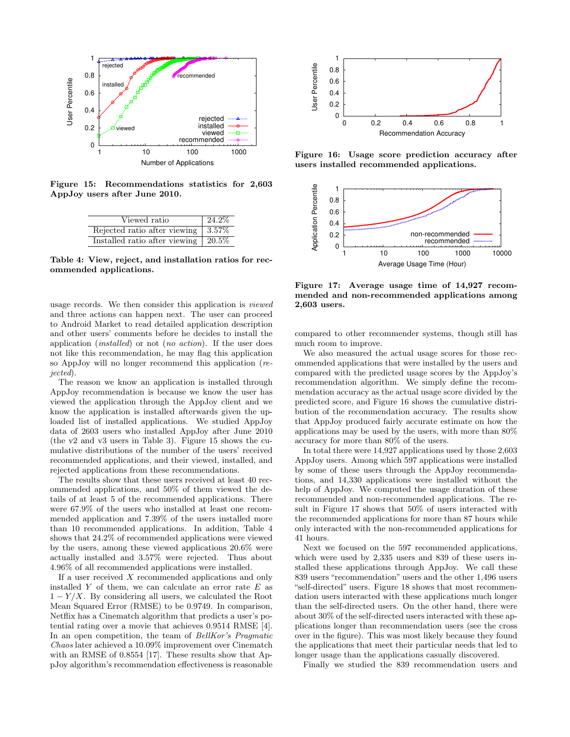Figure 15: Recommendations statistics for 2,603 AppJoy users after June 2010.

| Viewed ratio | 24.2% |
|---|---|
| Rejected ratio after viewing | 3.57% |
| Installed ratio after viewing | 20.5% |

**Table 4: View, reject, and installation ratios for recommended applications.**

usage records. We then consider this application is *viewed* and three actions can happen next. The user can proceed to Android Market to read detailed application description and other users' comments before he decides to install the application (*installed*) or not (*no action*). If the user does not like this recommendation, he may flag this application so AppJoy will no longer recommend this application (*rejected*).

The reason we know an application is installed through AppJoy recommendation is because we know the user has viewed the application through the AppJoy client and we know the application is installed afterwards given the uploaded list of installed applications. We studied AppJoy data of 2603 users who installed AppJoy after June 2010 (the v2 and v3 users in Table 3). Figure 15 shows the cumulative distributions of the number of the users' received recommended applications, and their viewed, installed, and rejected applications from these recommendations.

The results show that these users received at least 40 recommended applications, and 50% of them viewed the details of at least 5 of the recommended applications. There were 67.9% of the users who installed at least one recommended application and 7.39% of the users installed more than 10 recommended applications. In addition, Table 4 shows that 24.2% of recommended applications were viewed by the users, among these viewed applications 20.6% were actually installed and 3.57% were rejected. Thus about 4.96% of all recommended applications were installed.

If a user received $X$ recommended applications and only installed $Y$ of them, we can calculate an error rate $E$ as $1 - Y/X$. By considering all users, we calculated the Root Mean Squared Error (RMSE) to be 0.9749. In comparison, Netflix has a Cinematch algorithm that predicts a user's potential rating over a movie that achieves 0.9514 RMSE [4]. In an open competition, the team of *BellKor's Pragmatic Chaos* later achieved a 10.09% improvement over Cinematch with an RMSE of 0.8554 [17]. These results show that AppJoy algorithm's recommendation effectiveness is reasonable compared to other recommender systems, though still has much room to improve.

Figure 16: Usage score prediction accuracy after users installed recommended applications.

Figure 17: Average usage time of 14,927 recommended and non-recommended applications among 2,603 users.

We also measured the actual usage scores for those recommended applications that were installed by the users and compared with the predicted usage scores by the AppJoy's recommendation algorithm. We simply define the recommendation accuracy as the actual usage score divided by the predicted score, and Figure 16 shows the cumulative distribution of the recommendation accuracy. The results show that AppJoy produced fairly accurate estimate on how the applications may be used by the users, with more than 80% accuracy for more than 80% of the users.

In total there were 14,927 applications used by those 2,603 AppJoy users. Among which 597 applications were installed by some of these users through the AppJoy recommendations, and 14,330 applications were installed without the help of AppJoy. We computed the usage duration of these recommended and non-recommended applications. The result in Figure 17 shows that 50% of users interacted with the recommended applications for more than 87 hours while only interacted with the non-recommended applications for 41 hours.

Next we focused on the 597 recommended applications, which were used by 2,335 users and 839 of these users installed these applications through AppJoy. We call these 839 users "recommendation" users and the other 1,496 users "self-directed" users. Figure 18 shows that most recommendation users interacted with these applications much longer than the self-directed users. On the other hand, there were about 30% of the self-directed users interacted with these applications longer than recommendation users (see the cross over in the figure). This was most likely because they found the applications that meet their particular needs that led to longer usage than the applications casually discovered.

Finally we studied the 839 recommendation users and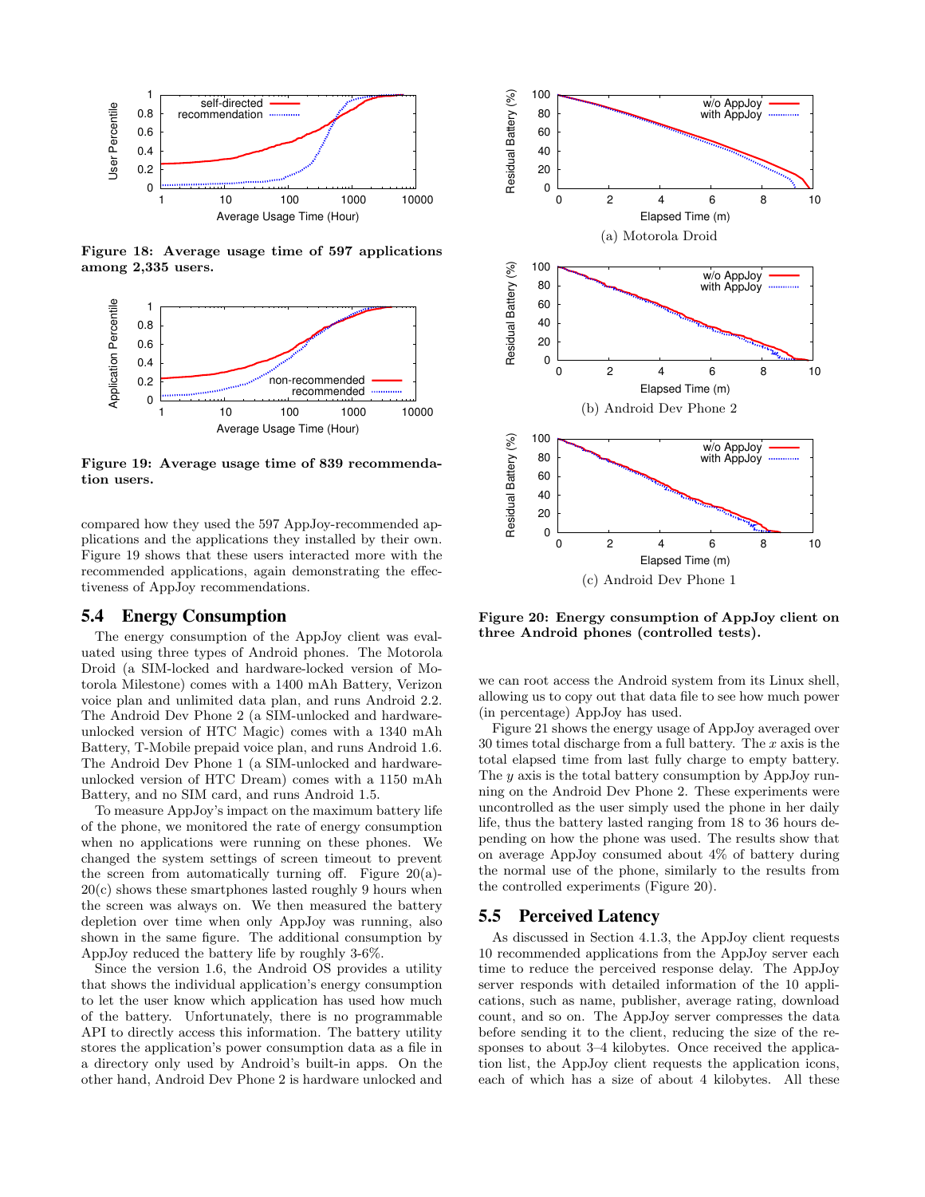Figure 18: Average usage time of 597 applications among 2,335 users.

Figure 19: Average usage time of 839 recommendation users.

compared how they used the 597 AppJoy-recommended applications and the applications they installed by their own. Figure 19 shows that these users interacted more with the recommended applications, again demonstrating the effectiveness of AppJoy recommendations.

## 5.4 Energy Consumption

The energy consumption of the AppJoy client was evaluated using three types of Android phones. The Motorola Droid (a SIM-locked and hardware-locked version of Motorola Milestone) comes with a 1400 mAh Battery, Verizon voice plan and unlimited data plan, and runs Android 2.2. The Android Dev Phone 2 (a SIM-unlocked and hardware-unlocked version of HTC Magic) comes with a 1340 mAh Battery, T-Mobile prepaid voice plan, and runs Android 1.6. The Android Dev Phone 1 (a SIM-unlocked and hardware-unlocked version of HTC Dream) comes with a 1150 mAh Battery, and no SIM card, and runs Android 1.5.

To measure AppJoy's impact on the maximum battery life of the phone, we monitored the rate of energy consumption when no applications were running on these phones. We changed the system settings of screen timeout to prevent the screen from automatically turning off. Figure 20(a)-20(c) shows these smartphones lasted roughly 9 hours when the screen was always on. We then measured the battery depletion over time when only AppJoy was running, also shown in the same figure. The additional consumption by AppJoy reduced the battery life by roughly 3-6%.

Since the version 1.6, the Android OS provides a utility that shows the individual application's energy consumption to let the user know which application has used how much of the battery. Unfortunately, there is no programmable API to directly access this information. The battery utility stores the application's power consumption data as a file in a directory only used by Android's built-in apps. On the other hand, Android Dev Phone 2 is hardware unlocked and we can root access the Android system from its Linux shell, allowing us to copy out that data file to see how much power (in percentage) AppJoy has used.

(a) Motorola Droid

(b) Android Dev Phone 2

(c) Android Dev Phone 1

Figure 20: Energy consumption of AppJoy client on three Android phones (controlled tests).

Figure 21 shows the energy usage of AppJoy averaged over 30 times total discharge from a full battery. The $x$ axis is the total elapsed time from last fully charge to empty battery. The $y$ axis is the total battery consumption by AppJoy running on the Android Dev Phone 2. These experiments were uncontrolled as the user simply used the phone in her daily life, thus the battery lasted ranging from 18 to 36 hours depending on how the phone was used. The results show that on average AppJoy consumed about 4% of battery during the normal use of the phone, similarly to the results from the controlled experiments (Figure 20).

## 5.5 Perceived Latency

As discussed in Section 4.1.3, the AppJoy client requests 10 recommended applications from the AppJoy server each time to reduce the perceived response delay. The AppJoy server responds with detailed information of the 10 applications, such as name, publisher, average rating, download count, and so on. The AppJoy server compresses the data before sending it to the client, reducing the size of the responses to about 3–4 kilobytes. Once received the application list, the AppJoy client requests the application icons, each of which has a size of about 4 kilobytes. All these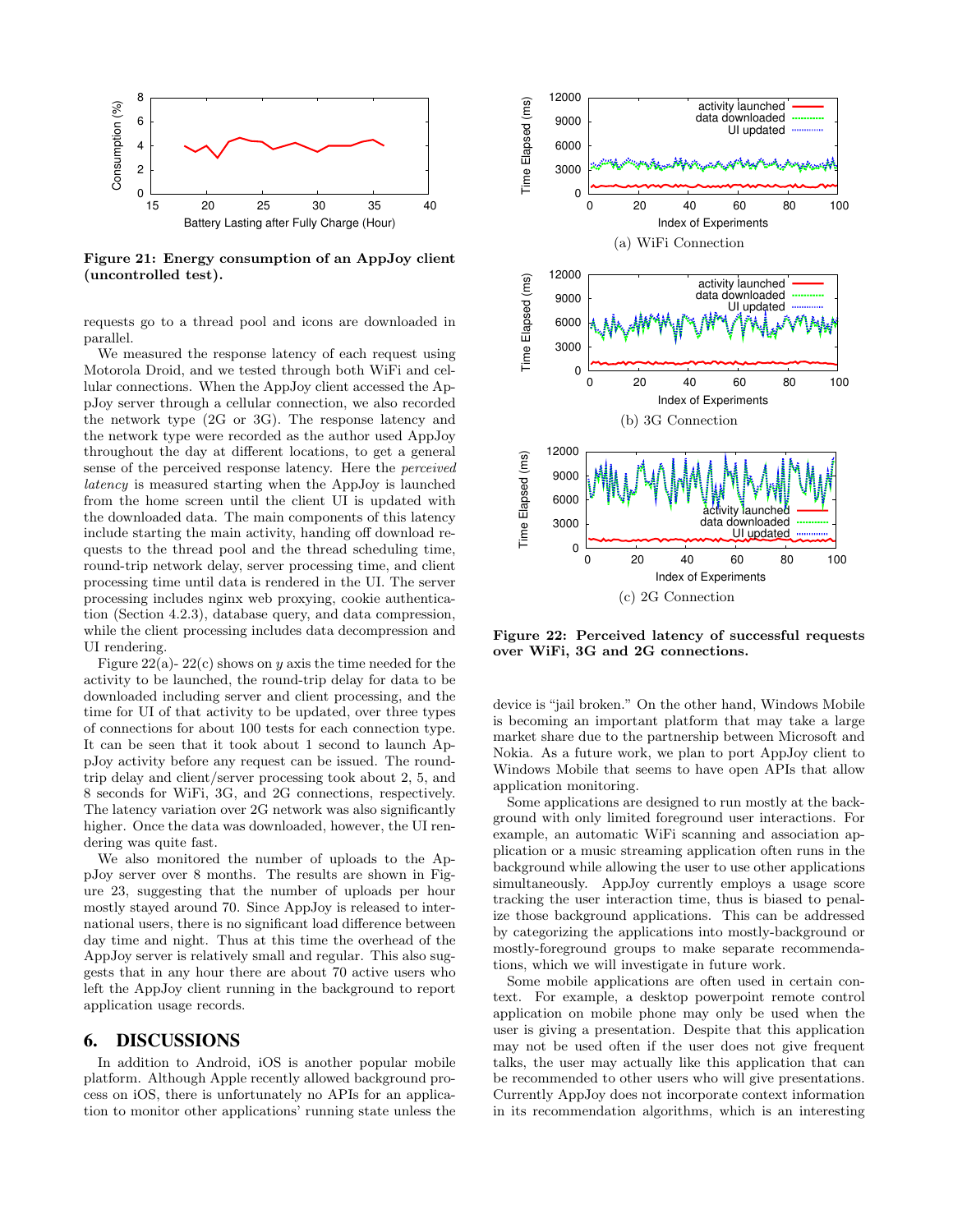**Figure 21: Energy consumption of an AppJoy client (uncontrolled test).**

requests go to a thread pool and icons are downloaded in parallel.

We measured the response latency of each request using Motorola Droid, and we tested through both WiFi and cellular connections. When the AppJoy client accessed the AppJoy server through a cellular connection, we also recorded the network type (2G or 3G). The response latency and the network type were recorded as the author used AppJoy throughout the day at different locations, to get a general sense of the perceived response latency. Here the *perceived latency* is measured starting when the AppJoy is launched from the home screen until the client UI is updated with the downloaded data. The main components of this latency include starting the main activity, handing off download requests to the thread pool and the thread scheduling time, round-trip network delay, server processing time, and client processing time until data is rendered in the UI. The server processing includes nginx web proxying, cookie authentication (Section 4.2.3), database query, and data compression, while the client processing includes data decompression and UI rendering.

Figure 22(a)- 22(c) shows on $y$ axis the time needed for the activity to be launched, the round-trip delay for data to be downloaded including server and client processing, and the time for UI of that activity to be updated, over three types of connections for about 100 tests for each connection type. It can be seen that it took about 1 second to launch AppJoy activity before any request can be issued. The round-trip delay and client/server processing took about 2, 5, and 8 seconds for WiFi, 3G, and 2G connections, respectively. The latency variation over 2G network was also significantly higher. Once the data was downloaded, however, the UI rendering was quite fast.

We also monitored the number of uploads to the AppJoy server over 8 months. The results are shown in Figure 23, suggesting that the number of uploads per hour mostly stayed around 70. Since AppJoy is released to international users, there is no significant load difference between day time and night. Thus at this time the overhead of the AppJoy server is relatively small and regular. This also suggests that in any hour there are about 70 active users who left the AppJoy client running in the background to report application usage records.

## 6. DISCUSSIONS

In addition to Android, iOS is another popular mobile platform. Although Apple recently allowed background process on iOS, there is unfortunately no APIs for an application to monitor other applications' running state unless the device is "jail broken." On the other hand, Windows Mobile is becoming an important platform that may take a large market share due to the partnership between Microsoft and Nokia. As a future work, we plan to port AppJoy client to Windows Mobile that seems to have open APIs that allow application monitoring.

Some applications are designed to run mostly at the background with only limited foreground user interactions. For example, an automatic WiFi scanning and association application or a music streaming application often runs in the background while allowing the user to use other applications simultaneously. AppJoy currently employs a usage score tracking the user interaction time, thus is biased to penalize those background applications. This can be addressed by categorizing the applications into mostly-background or mostly-foreground groups to make separate recommendations, which we will investigate in future work.

Some mobile applications are often used in certain context. For example, a desktop powerpoint remote control application on mobile phone may only be used when the user is giving a presentation. Despite that this application may not be used often if the user does not give frequent talks, the user may actually like this application that can be recommended to other users who will give presentations. Currently AppJoy does not incorporate context information in its recommendation algorithms, which is an interesting

(a) WiFi Connection

(b) 3G Connection

(c) 2G Connection

**Figure 22: Perceived latency of successful requests over WiFi, 3G and 2G connections.**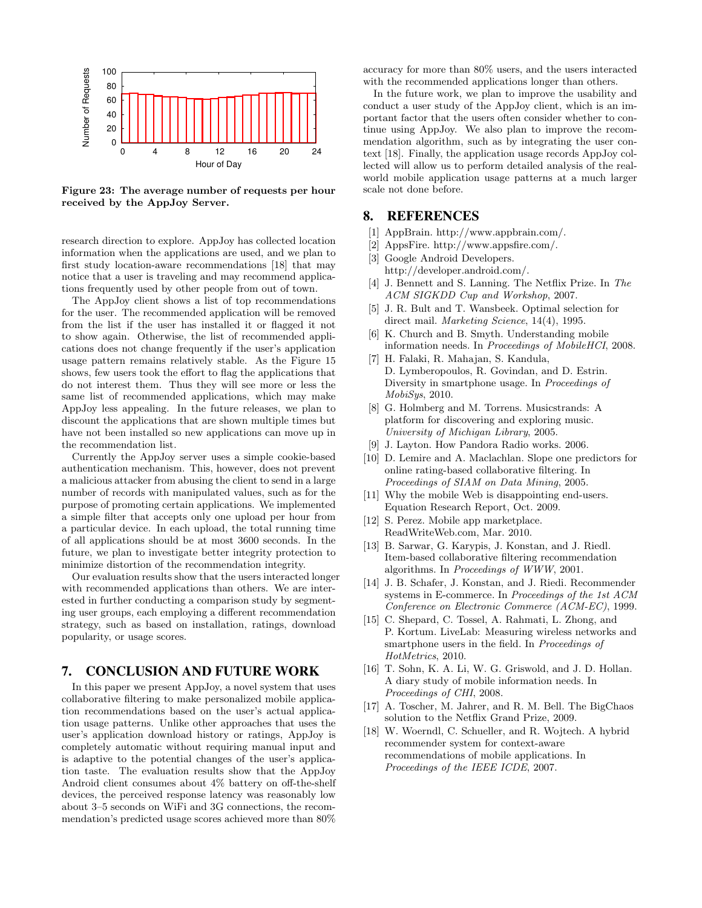100
80
60
40
20
0
Number of Requests
0
4
8
12
16
20
24
Hour of Day

**Figure 23: The average number of requests per hour received by the AppJoy Server.**

research direction to explore. AppJoy has collected location information when the applications are used, and we plan to first study location-aware recommendations [18] that may notice that a user is traveling and may recommend applications frequently used by other people from out of town.

The AppJoy client shows a list of top recommendations for the user. The recommended application will be removed from the list if the user has installed it or flagged it not to show again. Otherwise, the list of recommended applications does not change frequently if the user's application usage pattern remains relatively stable. As the Figure 15 shows, few users took the effort to flag the applications that do not interest them. Thus they will see more or less the same list of recommended applications, which may make AppJoy less appealing. In the future releases, we plan to discount the applications that are shown multiple times but have not been installed so new applications can move up in the recommendation list.

Currently the AppJoy server uses a simple cookie-based authentication mechanism. This, however, does not prevent a malicious attacker from abusing the client to send in a large number of records with manipulated values, such as for the purpose of promoting certain applications. We implemented a simple filter that accepts only one upload per hour from a particular device. In each upload, the total running time of all applications should be at most 3600 seconds. In the future, we plan to investigate better integrity protection to minimize distortion of the recommendation integrity.

Our evaluation results show that the users interacted longer with recommended applications than others. We are interested in further conducting a comparison study by segmenting user groups, each employing a different recommendation strategy, such as based on installation, ratings, download popularity, or usage scores.

## 7. CONCLUSION AND FUTURE WORK

In this paper we present AppJoy, a novel system that uses collaborative filtering to make personalized mobile application recommendations based on the user's actual application usage patterns. Unlike other approaches that uses the user's application download history or ratings, AppJoy is completely automatic without requiring manual input and is adaptive to the potential changes of the user's application taste. The evaluation results show that the AppJoy Android client consumes about 4% battery on off-the-shelf devices, the perceived response latency was reasonably low about 3–5 seconds on WiFi and 3G connections, the recommendation's predicted usage scores achieved more than 80% accuracy for more than 80% users, and the users interacted with the recommended applications longer than others.

In the future work, we plan to improve the usability and conduct a user study of the AppJoy client, which is an important factor that the users often consider whether to continue using AppJoy. We also plan to improve the recommendation algorithm, such as by integrating the user context [18]. Finally, the application usage records AppJoy collected will allow us to perform detailed analysis of the real-world mobile application usage patterns at a much larger scale not done before.

## 8. REFERENCES

[1] AppBrain. http://www.appbrain.com/.

[2] AppsFire. http://www.appsfire.com/.

[3] Google Android Developers. http://developer.android.com/.

[4] J. Bennett and S. Lanning. The Netflix Prize. In *The ACM SIGKDD Cup and Workshop*, 2007.

[5] J. R. Bult and T. Wansbeek. Optimal selection for direct mail. *Marketing Science*, 14(4), 1995.

[6] K. Church and B. Smyth. Understanding mobile information needs. In *Proceedings of MobileHCI*, 2008.

[7] H. Falaki, R. Mahajan, S. Kandula, D. Lymberopoulos, R. Govindan, and D. Estrin. Diversity in smartphone usage. In *Proceedings of MobiSys*, 2010.

[8] G. Holmberg and M. Torrens. Musicstrands: A platform for discovering and exploring music. *University of Michigan Library*, 2005.

[9] J. Layton. How Pandora Radio works. 2006.

[10] D. Lemire and A. Maclachlan. Slope one predictors for online rating-based collaborative filtering. In *Proceedings of SIAM on Data Mining*, 2005.

[11] Why the mobile Web is disappointing end-users. Equation Research Report, Oct. 2009.

[12] S. Perez. Mobile app marketplace. ReadWriteWeb.com, Mar. 2010.

[13] B. Sarwar, G. Karypis, J. Konstan, and J. Riedl. Item-based collaborative filtering recommendation algorithms. In *Proceedings of WWW*, 2001.

[14] J. B. Schafer, J. Konstan, and J. Riedi. Recommender systems in E-commerce. In *Proceedings of the 1st ACM Conference on Electronic Commerce (ACM-EC)*, 1999.

[15] C. Shepard, C. Tossel, A. Rahmati, L. Zhong, and P. Kortum. LiveLab: Measuring wireless networks and smartphone users in the field. In *Proceedings of HotMetrics*, 2010.

[16] T. Sohn, K. A. Li, W. G. Griswold, and J. D. Hollan. A diary study of mobile information needs. In *Proceedings of CHI*, 2008.

[17] A. Toscher, M. Jahrer, and R. M. Bell. The BigChaos solution to the Netflix Grand Prize, 2009.

[18] W. Woerndl, C. Schueller, and R. Wojtech. A hybrid recommender system for context-aware recommendations of mobile applications. In *Proceedings of the IEEE ICDE*, 2007.